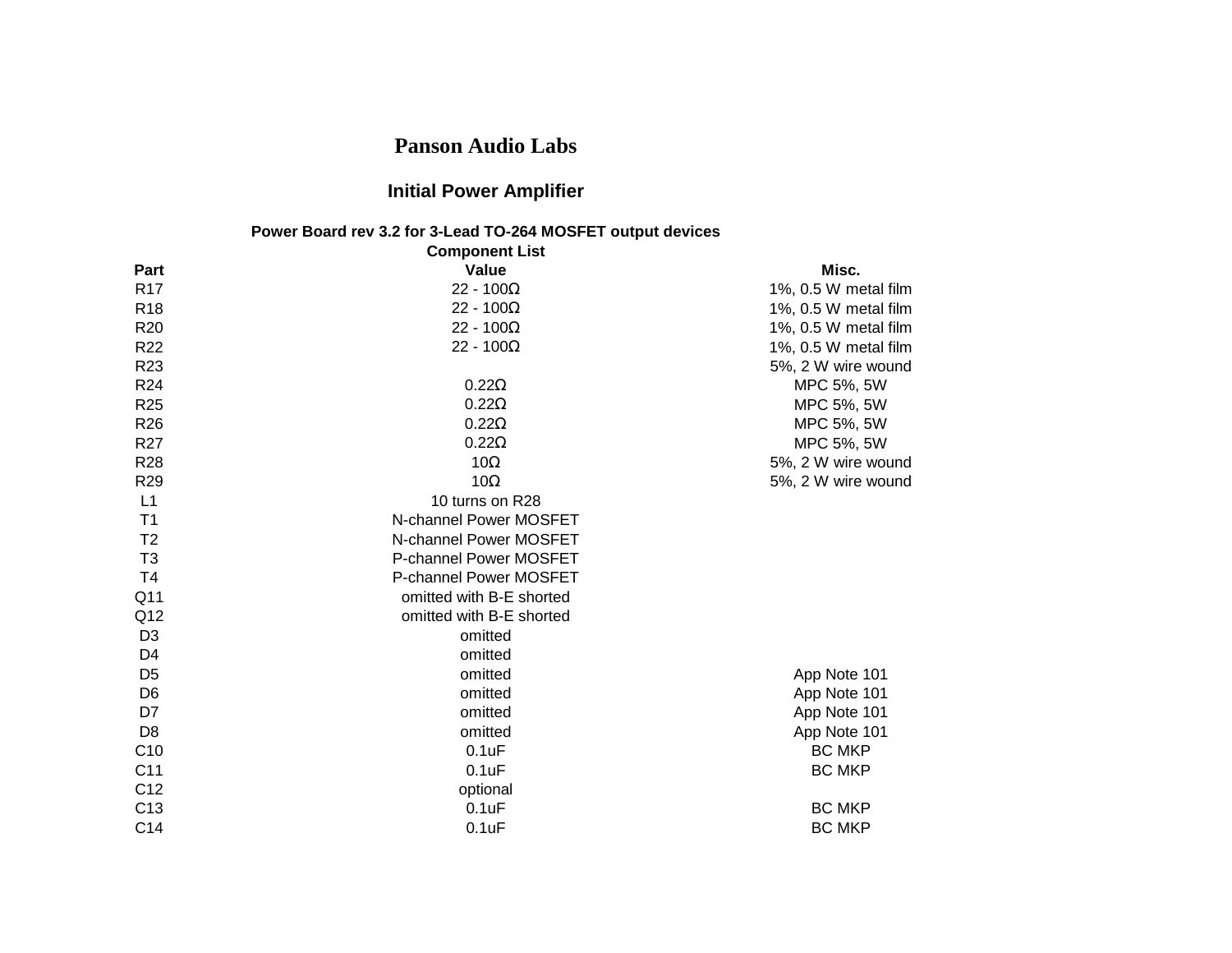# Panson Audio Labs

## Initial Power Amplifier

### Power Board rev 3.2 for 3-Lead TO-264 MOSFET output devices

**Component List**

| Part | Value | Misc. |
|---|---|---|
| R17 | 22 - 100Ω | 1%, 0.5 W metal film |
| R18 | 22 - 100Ω | 1%, 0.5 W metal film |
| R20 | 22 - 100Ω | 1%, 0.5 W metal film |
| R22 | 22 - 100Ω | 1%, 0.5 W metal film |
| R23 | | 5%, 2 W wire wound |
| R24 | 0.22Ω | MPC 5%, 5W |
| R25 | 0.22Ω | MPC 5%, 5W |
| R26 | 0.22Ω | MPC 5%, 5W |
| R27 | 0.22Ω | MPC 5%, 5W |
| R28 | 10Ω | 5%, 2 W wire wound |
| R29 | 10Ω | 5%, 2 W wire wound |
| L1 | 10 turns on R28 | |
| T1 | N-channel Power MOSFET | |
| T2 | N-channel Power MOSFET | |
| T3 | P-channel Power MOSFET | |
| T4 | P-channel Power MOSFET | |
| Q11 | omitted with B-E shorted | |
| Q12 | omitted with B-E shorted | |
| D3 | omitted | |
| D4 | omitted | |
| D5 | omitted | App Note 101 |
| D6 | omitted | App Note 101 |
| D7 | omitted | App Note 101 |
| D8 | omitted | App Note 101 |
| C10 | 0.1uF | BC MKP |
| C11 | 0.1uF | BC MKP |
| C12 | optional | |
| C13 | 0.1uF | BC MKP |
| C14 | 0.1uF | BC MKP |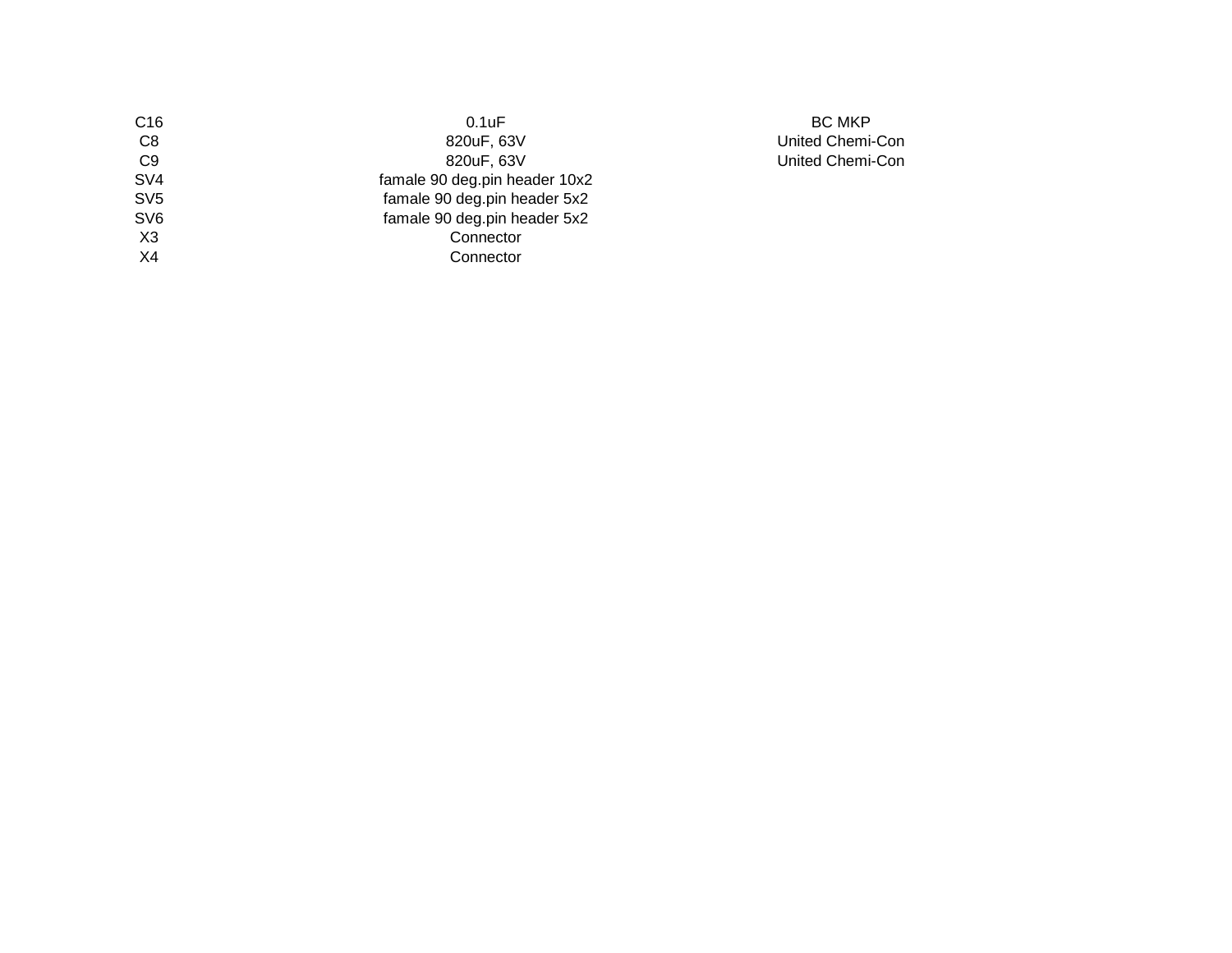| | | |
|---|---|---|
| C16 | 0.1uF | BC MKP |
| C8 | 820uF, 63V | United Chemi-Con |
| C9 | 820uF, 63V | United Chemi-Con |
| SV4 | famale 90 deg.pin header 10x2 | |
| SV5 | famale 90 deg.pin header 5x2 | |
| SV6 | famale 90 deg.pin header 5x2 | |
| X3 | Connector | |
| X4 | Connector | |